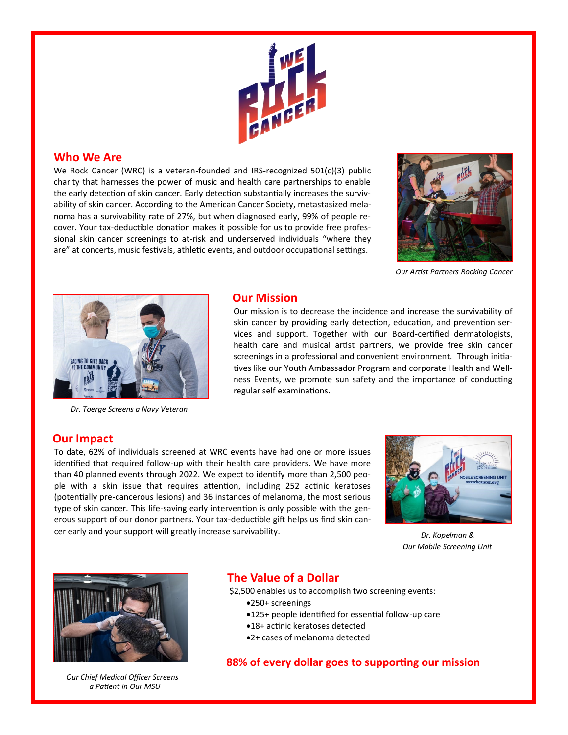## Who We Are

We Rock Cancer (WRC) is a veteran-founded and IRS-recognized 501(c)(3) public charity that harnesses the power of music and health care partnerships to enable the early detection of skin cancer. Early detection substantially increases the survivability of skin cancer. According to the American Cancer Society, metastasized melanoma has a survivability rate of 27%, but when diagnosed early, 99% of people recover. Your tax-deductible donation makes it possible for us to provide free professional skin cancer screenings to at-risk and underserved individuals “where they are” at concerts, music festivals, athletic events, and outdoor occupational settings.

*Our Artist Partners Rocking Cancer*

## Our Mission

Our mission is to decrease the incidence and increase the survivability of skin cancer by providing early detection, education, and prevention services and support. Together with our Board-certified dermatologists, health care and musical artist partners, we provide free skin cancer screenings in a professional and convenient environment. Through initiatives like our Youth Ambassador Program and corporate Health and Wellness Events, we promote sun safety and the importance of conducting regular self examinations.

*Dr. Toerge Screens a Navy Veteran*

## Our Impact

To date, 62% of individuals screened at WRC events have had one or more issues identified that required follow-up with their health care providers. We have more than 40 planned events through 2022. We expect to identify more than 2,500 people with a skin issue that requires attention, including 252 actinic keratoses (potentially pre-cancerous lesions) and 36 instances of melanoma, the most serious type of skin cancer. This life-saving early intervention is only possible with the generous support of our donor partners. Your tax-deductible gift helps us find skin cancer early and your support will greatly increase survivability.

*Dr. Kopelman & Our Mobile Screening Unit*

## The Value of a Dollar

$2,500 enables us to accomplish two screening events:

- 250+ screenings
- 125+ people identified for essential follow-up care
- 18+ actinic keratoses detected
- 2+ cases of melanoma detected

**88% of every dollar goes to supporting our mission**

*Our Chief Medical Officer Screens a Patient in Our MSU*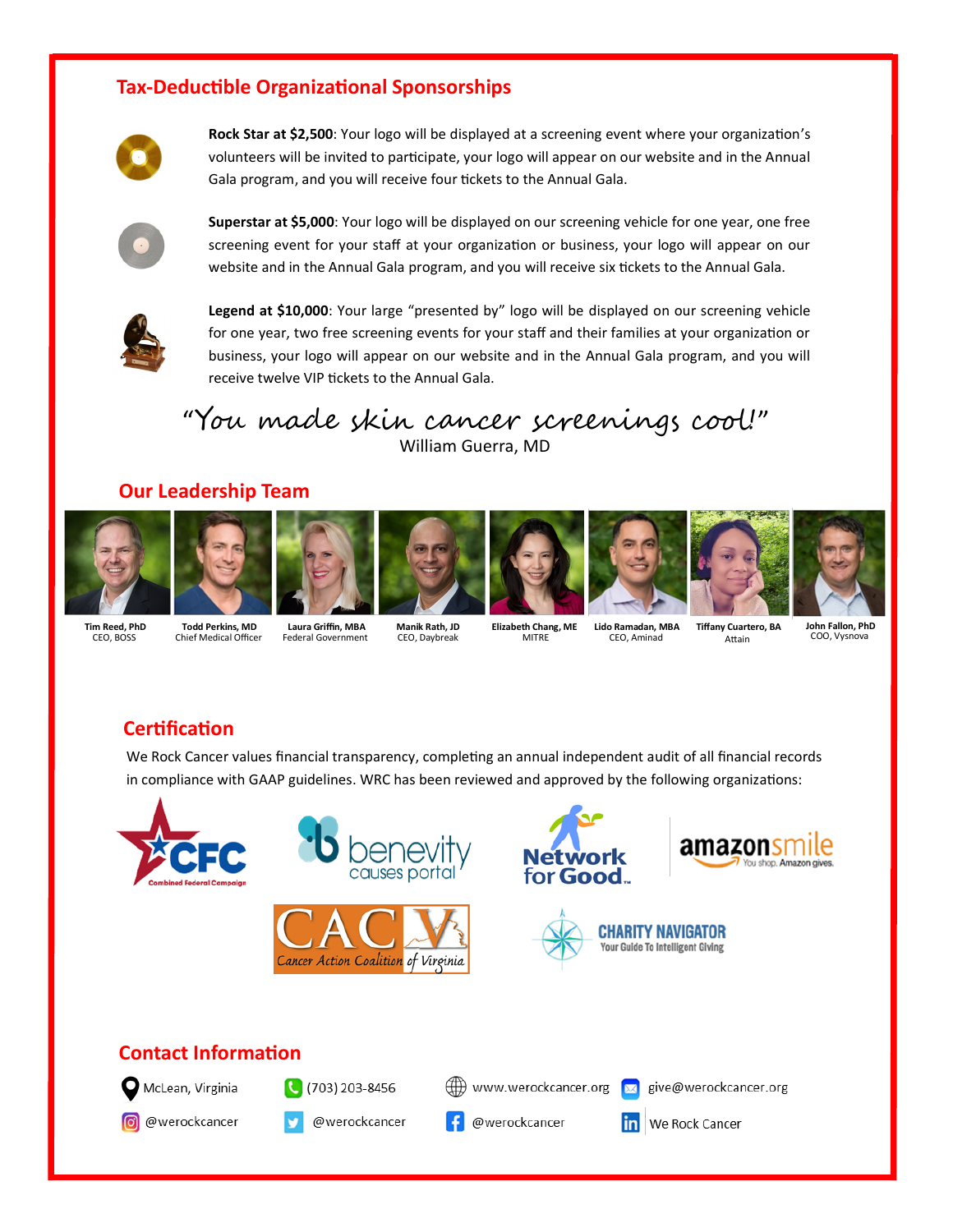## Tax-Deductible Organizational Sponsorships

**Rock Star at $2,500**: Your logo will be displayed at a screening event where your organization's volunteers will be invited to participate, your logo will appear on our website and in the Annual Gala program, and you will receive four tickets to the Annual Gala.

**Superstar at $5,000**: Your logo will be displayed on our screening vehicle for one year, one free screening event for your staff at your organization or business, your logo will appear on our website and in the Annual Gala program, and you will receive six tickets to the Annual Gala.

**Legend at $10,000**: Your large "presented by" logo will be displayed on our screening vehicle for one year, two free screening events for your staff and their families at your organization or business, your logo will appear on our website and in the Annual Gala program, and you will receive twelve VIP tickets to the Annual Gala.

*"You made skin cancer screenings cool!"*
William Guerra, MD

## Our Leadership Team

**Tim Reed, PhD**
CEO, BOSS

**Todd Perkins, MD**
Chief Medical Officer

**Laura Griffin, MBA**
Federal Government

**Manik Rath, JD**
CEO, Daybreak

**Elizabeth Chang, ME**
MITRE

**Lido Ramadan, MBA**
CEO, Aminad

**Tiffany Cuartero, BA**
Attain

**John Fallon, PhD**
COO, Vysnova

## Certification

We Rock Cancer values financial transparency, completing an annual independent audit of all financial records in compliance with GAAP guidelines. WRC has been reviewed and approved by the following organizations:

CFC Combined Federal Campaign

benevity causes portal

Network for Good

amazonsmile You shop. Amazon gives.

CACV Cancer Action Coalition of Virginia

CHARITY NAVIGATOR Your Guide To Intelligent Giving

## Contact Information

McLean, Virginia

(703) 203-8456

www.werockcancer.org

give@werockcancer.org

@werockcancer

@werockcancer

@werockcancer

We Rock Cancer